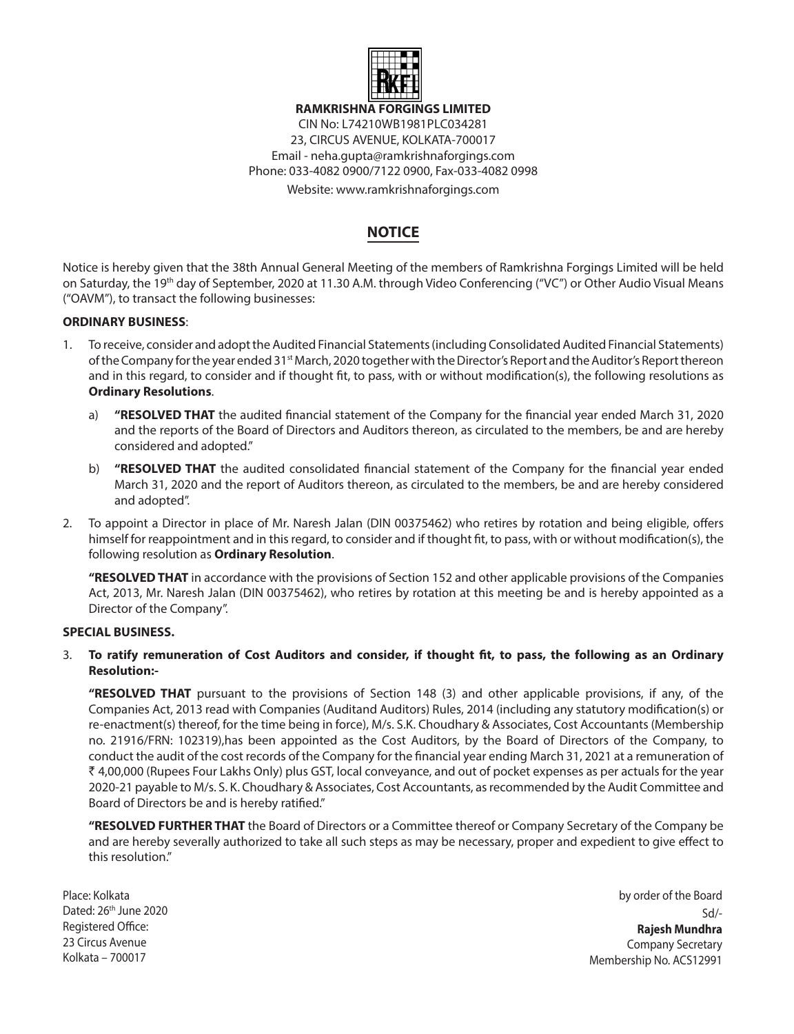**RAMKRISHNA FORGINGS LIMITED**

CIN No: L74210WB1981PLC034281

23, CIRCUS AVENUE, KOLKATA-700017

Email - neha.gupta@ramkrishnaforgings.com

Phone: 033-4082 0900/7122 0900, Fax-033-4082 0998

Website: www.ramkrishnaforgings.com

# NOTICE

Notice is hereby given that the 38th Annual General Meeting of the members of Ramkrishna Forgings Limited will be held on Saturday, the 19th day of September, 2020 at 11.30 A.M. through Video Conferencing ("VC") or Other Audio Visual Means ("OAVM"), to transact the following businesses:

**ORDINARY BUSINESS**:

1. To receive, consider and adopt the Audited Financial Statements (including Consolidated Audited Financial Statements) of the Company for the year ended 31st March, 2020 together with the Director's Report and the Auditor's Report thereon and in this regard, to consider and if thought fit, to pass, with or without modification(s), the following resolutions as **Ordinary Resolutions**.

   a) **"RESOLVED THAT** the audited financial statement of the Company for the financial year ended March 31, 2020 and the reports of the Board of Directors and Auditors thereon, as circulated to the members, be and are hereby considered and adopted."

   b) **"RESOLVED THAT** the audited consolidated financial statement of the Company for the financial year ended March 31, 2020 and the report of Auditors thereon, as circulated to the members, be and are hereby considered and adopted".

2. To appoint a Director in place of Mr. Naresh Jalan (DIN 00375462) who retires by rotation and being eligible, offers himself for reappointment and in this regard, to consider and if thought fit, to pass, with or without modification(s), the following resolution as **Ordinary Resolution**.

   **"RESOLVED THAT** in accordance with the provisions of Section 152 and other applicable provisions of the Companies Act, 2013, Mr. Naresh Jalan (DIN 00375462), who retires by rotation at this meeting be and is hereby appointed as a Director of the Company".

**SPECIAL BUSINESS.**

3. **To ratify remuneration of Cost Auditors and consider, if thought fit, to pass, the following as an Ordinary Resolution:-**

   **"RESOLVED THAT** pursuant to the provisions of Section 148 (3) and other applicable provisions, if any, of the Companies Act, 2013 read with Companies (Auditand Auditors) Rules, 2014 (including any statutory modification(s) or re-enactment(s) thereof, for the time being in force), M/s. S.K. Choudhary & Associates, Cost Accountants (Membership no. 21916/FRN: 102319),has been appointed as the Cost Auditors, by the Board of Directors of the Company, to conduct the audit of the cost records of the Company for the financial year ending March 31, 2021 at a remuneration of ₹ 4,00,000 (Rupees Four Lakhs Only) plus GST, local conveyance, and out of pocket expenses as per actuals for the year 2020-21 payable to M/s. S. K. Choudhary & Associates, Cost Accountants, as recommended by the Audit Committee and Board of Directors be and is hereby ratified."

   **"RESOLVED FURTHER THAT** the Board of Directors or a Committee thereof or Company Secretary of the Company be and are hereby severally authorized to take all such steps as may be necessary, proper and expedient to give effect to this resolution."

Place: Kolkata
Dated: 26th June 2020
Registered Office:
23 Circus Avenue
Kolkata – 700017

by order of the Board
Sd/-
**Rajesh Mundhra**
Company Secretary
Membership No. ACS12991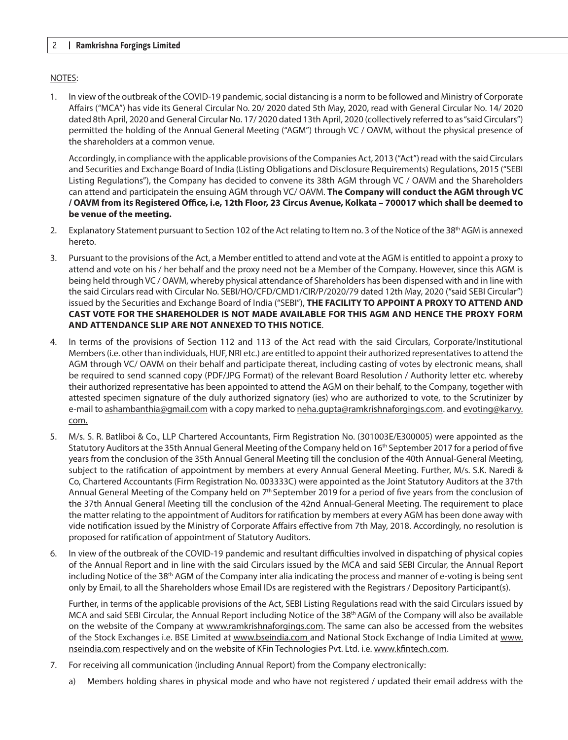NOTES:

1. In view of the outbreak of the COVID-19 pandemic, social distancing is a norm to be followed and Ministry of Corporate Affairs ("MCA") has vide its General Circular No. 20/ 2020 dated 5th May, 2020, read with General Circular No. 14/ 2020 dated 8th April, 2020 and General Circular No. 17/ 2020 dated 13th April, 2020 (collectively referred to as "said Circulars") permitted the holding of the Annual General Meeting ("AGM") through VC / OAVM, without the physical presence of the shareholders at a common venue.

   Accordingly, in compliance with the applicable provisions of the Companies Act, 2013 ("Act") read with the said Circulars and Securities and Exchange Board of India (Listing Obligations and Disclosure Requirements) Regulations, 2015 ("SEBI Listing Regulations"), the Company has decided to convene its 38th AGM through VC / OAVM and the Shareholders can attend and participatein the ensuing AGM through VC/ OAVM. **The Company will conduct the AGM through VC / OAVM from its Registered Office, i.e, 12th Floor, 23 Circus Avenue, Kolkata – 700017 which shall be deemed to be venue of the meeting.**

2. Explanatory Statement pursuant to Section 102 of the Act relating to Item no. 3 of the Notice of the 38th AGM is annexed hereto.

3. Pursuant to the provisions of the Act, a Member entitled to attend and vote at the AGM is entitled to appoint a proxy to attend and vote on his / her behalf and the proxy need not be a Member of the Company. However, since this AGM is being held through VC / OAVM, whereby physical attendance of Shareholders has been dispensed with and in line with the said Circulars read with Circular No. SEBI/HO/CFD/CMD1/CIR/P/2020/79 dated 12th May, 2020 ("said SEBI Circular") issued by the Securities and Exchange Board of India ("SEBI"), **THE FACILITY TO APPOINT A PROXY TO ATTEND AND CAST VOTE FOR THE SHAREHOLDER IS NOT MADE AVAILABLE FOR THIS AGM AND HENCE THE PROXY FORM AND ATTENDANCE SLIP ARE NOT ANNEXED TO THIS NOTICE**.

4. In terms of the provisions of Section 112 and 113 of the Act read with the said Circulars, Corporate/Institutional Members (i.e. other than individuals, HUF, NRI etc.) are entitled to appoint their authorized representatives to attend the AGM through VC/ OAVM on their behalf and participate thereat, including casting of votes by electronic means, shall be required to send scanned copy (PDF/JPG Format) of the relevant Board Resolution / Authority letter etc. whereby their authorized representative has been appointed to attend the AGM on their behalf, to the Company, together with attested specimen signature of the duly authorized signatory (ies) who are authorized to vote, to the Scrutinizer by e-mail to ashambanthia@gmail.com with a copy marked to neha.gupta@ramkrishnaforgings.com. and evoting@karvy.com.

5. M/s. S. R. Batliboi & Co., LLP Chartered Accountants, Firm Registration No. (301003E/E300005) were appointed as the Statutory Auditors at the 35th Annual General Meeting of the Company held on 16th September 2017 for a period of five years from the conclusion of the 35th Annual General Meeting till the conclusion of the 40th Annual-General Meeting, subject to the ratification of appointment by members at every Annual General Meeting. Further, M/s. S.K. Naredi & Co, Chartered Accountants (Firm Registration No. 003333C) were appointed as the Joint Statutory Auditors at the 37th Annual General Meeting of the Company held on 7th September 2019 for a period of five years from the conclusion of the 37th Annual General Meeting till the conclusion of the 42nd Annual-General Meeting. The requirement to place the matter relating to the appointment of Auditors for ratification by members at every AGM has been done away with vide notification issued by the Ministry of Corporate Affairs effective from 7th May, 2018. Accordingly, no resolution is proposed for ratification of appointment of Statutory Auditors.

6. In view of the outbreak of the COVID-19 pandemic and resultant difficulties involved in dispatching of physical copies of the Annual Report and in line with the said Circulars issued by the MCA and said SEBI Circular, the Annual Report including Notice of the 38th AGM of the Company inter alia indicating the process and manner of e-voting is being sent only by Email, to all the Shareholders whose Email IDs are registered with the Registrars / Depository Participant(s).

   Further, in terms of the applicable provisions of the Act, SEBI Listing Regulations read with the said Circulars issued by MCA and said SEBI Circular, the Annual Report including Notice of the 38th AGM of the Company will also be available on the website of the Company at www.ramkrishnaforgings.com. The same can also be accessed from the websites of the Stock Exchanges i.e. BSE Limited at www.bseindia.com and National Stock Exchange of India Limited at www.nseindia.com respectively and on the website of KFin Technologies Pvt. Ltd. i.e. www.kfintech.com.

7. For receiving all communication (including Annual Report) from the Company electronically:

   a) Members holding shares in physical mode and who have not registered / updated their email address with the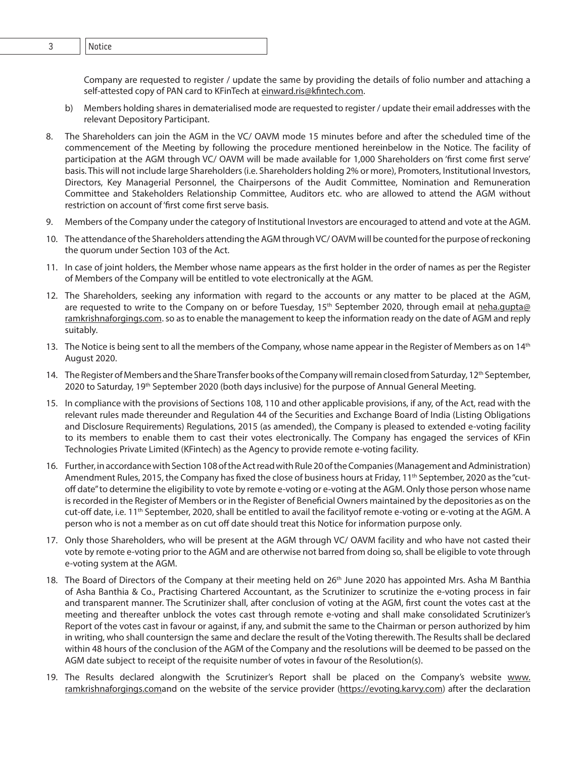Company are requested to register / update the same by providing the details of folio number and attaching a self-attested copy of PAN card to KFinTech at einward.ris@kfintech.com.

b) Members holding shares in dematerialised mode are requested to register / update their email addresses with the relevant Depository Participant.

8. The Shareholders can join the AGM in the VC/ OAVM mode 15 minutes before and after the scheduled time of the commencement of the Meeting by following the procedure mentioned hereinbelow in the Notice. The facility of participation at the AGM through VC/ OAVM will be made available for 1,000 Shareholders on 'first come first serve' basis. This will not include large Shareholders (i.e. Shareholders holding 2% or more), Promoters, Institutional Investors, Directors, Key Managerial Personnel, the Chairpersons of the Audit Committee, Nomination and Remuneration Committee and Stakeholders Relationship Committee, Auditors etc. who are allowed to attend the AGM without restriction on account of 'first come first serve basis.

9. Members of the Company under the category of Institutional Investors are encouraged to attend and vote at the AGM.

10. The attendance of the Shareholders attending the AGM through VC/ OAVM will be counted for the purpose of reckoning the quorum under Section 103 of the Act.

11. In case of joint holders, the Member whose name appears as the first holder in the order of names as per the Register of Members of the Company will be entitled to vote electronically at the AGM.

12. The Shareholders, seeking any information with regard to the accounts or any matter to be placed at the AGM, are requested to write to the Company on or before Tuesday, 15th September 2020, through email at neha.gupta@ramkrishnaforgings.com. so as to enable the management to keep the information ready on the date of AGM and reply suitably.

13. The Notice is being sent to all the members of the Company, whose name appear in the Register of Members as on 14th August 2020.

14. The Register of Members and the Share Transfer books of the Company will remain closed from Saturday, 12th September, 2020 to Saturday, 19th September 2020 (both days inclusive) for the purpose of Annual General Meeting.

15. In compliance with the provisions of Sections 108, 110 and other applicable provisions, if any, of the Act, read with the relevant rules made thereunder and Regulation 44 of the Securities and Exchange Board of India (Listing Obligations and Disclosure Requirements) Regulations, 2015 (as amended), the Company is pleased to extended e-voting facility to its members to enable them to cast their votes electronically. The Company has engaged the services of KFin Technologies Private Limited (KFintech) as the Agency to provide remote e-voting facility.

16. Further, in accordance with Section 108 of the Act read with Rule 20 of the Companies (Management and Administration) Amendment Rules, 2015, the Company has fixed the close of business hours at Friday, 11th September, 2020 as the "cut-off date" to determine the eligibility to vote by remote e-voting or e-voting at the AGM. Only those person whose name is recorded in the Register of Members or in the Register of Beneficial Owners maintained by the depositories as on the cut-off date, i.e. 11th September, 2020, shall be entitled to avail the facilityof remote e-voting or e-voting at the AGM. A person who is not a member as on cut off date should treat this Notice for information purpose only.

17. Only those Shareholders, who will be present at the AGM through VC/ OAVM facility and who have not casted their vote by remote e-voting prior to the AGM and are otherwise not barred from doing so, shall be eligible to vote through e-voting system at the AGM.

18. The Board of Directors of the Company at their meeting held on 26th June 2020 has appointed Mrs. Asha M Banthia of Asha Banthia & Co., Practising Chartered Accountant, as the Scrutinizer to scrutinize the e-voting process in fair and transparent manner. The Scrutinizer shall, after conclusion of voting at the AGM, first count the votes cast at the meeting and thereafter unblock the votes cast through remote e-voting and shall make consolidated Scrutinizer's Report of the votes cast in favour or against, if any, and submit the same to the Chairman or person authorized by him in writing, who shall countersign the same and declare the result of the Voting therewith. The Results shall be declared within 48 hours of the conclusion of the AGM of the Company and the resolutions will be deemed to be passed on the AGM date subject to receipt of the requisite number of votes in favour of the Resolution(s).

19. The Results declared alongwith the Scrutinizer's Report shall be placed on the Company's website www.ramkrishnaforgings.comand on the website of the service provider (https://evoting.karvy.com) after the declaration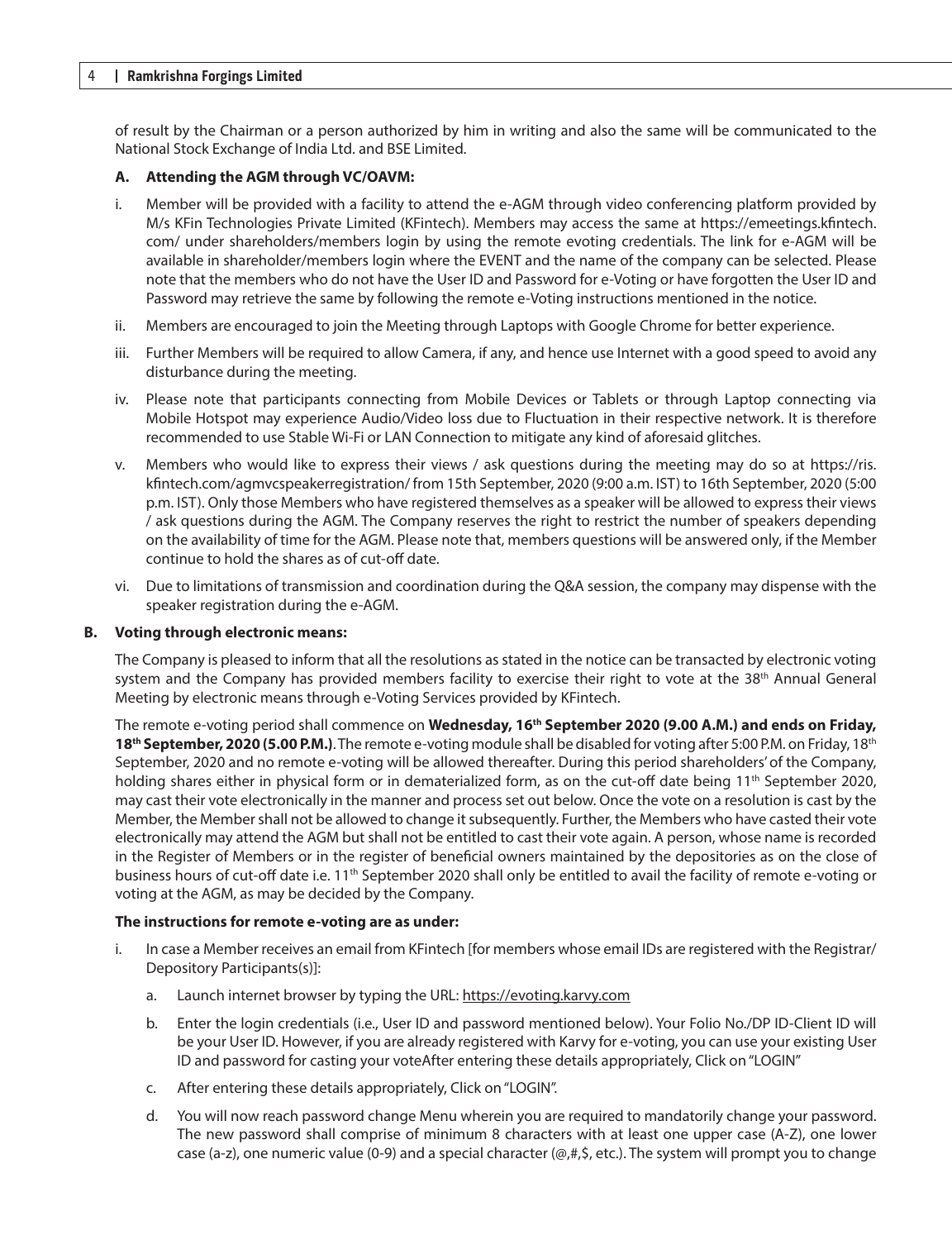of result by the Chairman or a person authorized by him in writing and also the same will be communicated to the National Stock Exchange of India Ltd. and BSE Limited.

**A. Attending the AGM through VC/OAVM:**

i. Member will be provided with a facility to attend the e-AGM through video conferencing platform provided by M/s KFin Technologies Private Limited (KFintech). Members may access the same at https://emeetings.kfintech.com/ under shareholders/members login by using the remote evoting credentials. The link for e-AGM will be available in shareholder/members login where the EVENT and the name of the company can be selected. Please note that the members who do not have the User ID and Password for e-Voting or have forgotten the User ID and Password may retrieve the same by following the remote e-Voting instructions mentioned in the notice.

ii. Members are encouraged to join the Meeting through Laptops with Google Chrome for better experience.

iii. Further Members will be required to allow Camera, if any, and hence use Internet with a good speed to avoid any disturbance during the meeting.

iv. Please note that participants connecting from Mobile Devices or Tablets or through Laptop connecting via Mobile Hotspot may experience Audio/Video loss due to Fluctuation in their respective network. It is therefore recommended to use Stable Wi-Fi or LAN Connection to mitigate any kind of aforesaid glitches.

v. Members who would like to express their views / ask questions during the meeting may do so at https://ris.kfintech.com/agmvcspeakerregistration/ from 15th September, 2020 (9:00 a.m. IST) to 16th September, 2020 (5:00 p.m. IST). Only those Members who have registered themselves as a speaker will be allowed to express their views / ask questions during the AGM. The Company reserves the right to restrict the number of speakers depending on the availability of time for the AGM. Please note that, members questions will be answered only, if the Member continue to hold the shares as of cut-off date.

vi. Due to limitations of transmission and coordination during the Q&A session, the company may dispense with the speaker registration during the e-AGM.

**B. Voting through electronic means:**

The Company is pleased to inform that all the resolutions as stated in the notice can be transacted by electronic voting system and the Company has provided members facility to exercise their right to vote at the 38th Annual General Meeting by electronic means through e-Voting Services provided by KFintech.

The remote e-voting period shall commence on **Wednesday, 16th September 2020 (9.00 A.M.) and ends on Friday, 18th September, 2020 (5.00 P.M.)**. The remote e-voting module shall be disabled for voting after 5:00 P.M. on Friday, 18th September, 2020 and no remote e-voting will be allowed thereafter. During this period shareholders' of the Company, holding shares either in physical form or in dematerialized form, as on the cut-off date being 11th September 2020, may cast their vote electronically in the manner and process set out below. Once the vote on a resolution is cast by the Member, the Member shall not be allowed to change it subsequently. Further, the Members who have casted their vote electronically may attend the AGM but shall not be entitled to cast their vote again. A person, whose name is recorded in the Register of Members or in the register of beneficial owners maintained by the depositories as on the close of business hours of cut-off date i.e. 11th September 2020 shall only be entitled to avail the facility of remote e-voting or voting at the AGM, as may be decided by the Company.

**The instructions for remote e-voting are as under:**

i. In case a Member receives an email from KFintech [for members whose email IDs are registered with the Registrar/ Depository Participants(s)]:

   a. Launch internet browser by typing the URL: https://evoting.karvy.com

   b. Enter the login credentials (i.e., User ID and password mentioned below). Your Folio No./DP ID-Client ID will be your User ID. However, if you are already registered with Karvy for e-voting, you can use your existing User ID and password for casting your voteAfter entering these details appropriately, Click on "LOGIN"

   c. After entering these details appropriately, Click on "LOGIN".

   d. You will now reach password change Menu wherein you are required to mandatorily change your password. The new password shall comprise of minimum 8 characters with at least one upper case (A-Z), one lower case (a-z), one numeric value (0-9) and a special character (@,#,$, etc.). The system will prompt you to change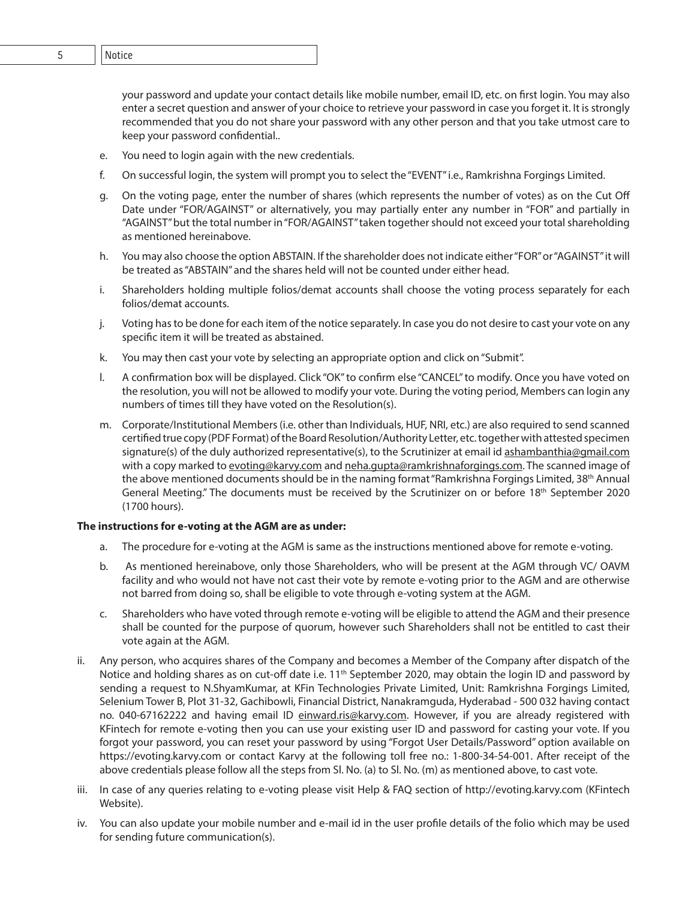your password and update your contact details like mobile number, email ID, etc. on first login. You may also enter a secret question and answer of your choice to retrieve your password in case you forget it. It is strongly recommended that you do not share your password with any other person and that you take utmost care to keep your password confidential..

e. You need to login again with the new credentials.

f. On successful login, the system will prompt you to select the "EVENT" i.e., Ramkrishna Forgings Limited.

g. On the voting page, enter the number of shares (which represents the number of votes) as on the Cut Off Date under "FOR/AGAINST" or alternatively, you may partially enter any number in "FOR" and partially in "AGAINST" but the total number in "FOR/AGAINST" taken together should not exceed your total shareholding as mentioned hereinabove.

h. You may also choose the option ABSTAIN. If the shareholder does not indicate either "FOR" or "AGAINST" it will be treated as "ABSTAIN" and the shares held will not be counted under either head.

i. Shareholders holding multiple folios/demat accounts shall choose the voting process separately for each folios/demat accounts.

j. Voting has to be done for each item of the notice separately. In case you do not desire to cast your vote on any specific item it will be treated as abstained.

k. You may then cast your vote by selecting an appropriate option and click on "Submit".

l. A confirmation box will be displayed. Click "OK" to confirm else "CANCEL" to modify. Once you have voted on the resolution, you will not be allowed to modify your vote. During the voting period, Members can login any numbers of times till they have voted on the Resolution(s).

m. Corporate/Institutional Members (i.e. other than Individuals, HUF, NRI, etc.) are also required to send scanned certified true copy (PDF Format) of the Board Resolution/Authority Letter, etc. together with attested specimen signature(s) of the duly authorized representative(s), to the Scrutinizer at email id ashambanthia@gmail.com with a copy marked to evoting@karvy.com and neha.gupta@ramkrishnaforgings.com. The scanned image of the above mentioned documents should be in the naming format "Ramkrishna Forgings Limited, 38th Annual General Meeting." The documents must be received by the Scrutinizer on or before 18th September 2020 (1700 hours).

**The instructions for e-voting at the AGM are as under:**

a. The procedure for e-voting at the AGM is same as the instructions mentioned above for remote e-voting.

b. As mentioned hereinabove, only those Shareholders, who will be present at the AGM through VC/ OAVM facility and who would not have not cast their vote by remote e-voting prior to the AGM and are otherwise not barred from doing so, shall be eligible to vote through e-voting system at the AGM.

c. Shareholders who have voted through remote e-voting will be eligible to attend the AGM and their presence shall be counted for the purpose of quorum, however such Shareholders shall not be entitled to cast their vote again at the AGM.

ii. Any person, who acquires shares of the Company and becomes a Member of the Company after dispatch of the Notice and holding shares as on cut-off date i.e. 11th September 2020, may obtain the login ID and password by sending a request to N.ShyamKumar, at KFin Technologies Private Limited, Unit: Ramkrishna Forgings Limited, Selenium Tower B, Plot 31-32, Gachibowli, Financial District, Nanakramguda, Hyderabad - 500 032 having contact no. 040-67162222 and having email ID einward.ris@karvy.com. However, if you are already registered with KFintech for remote e-voting then you can use your existing user ID and password for casting your vote. If you forgot your password, you can reset your password by using "Forgot User Details/Password" option available on https://evoting.karvy.com or contact Karvy at the following toll free no.: 1-800-34-54-001. After receipt of the above credentials please follow all the steps from Sl. No. (a) to Sl. No. (m) as mentioned above, to cast vote.

iii. In case of any queries relating to e-voting please visit Help & FAQ section of http://evoting.karvy.com (KFintech Website).

iv. You can also update your mobile number and e-mail id in the user profile details of the folio which may be used for sending future communication(s).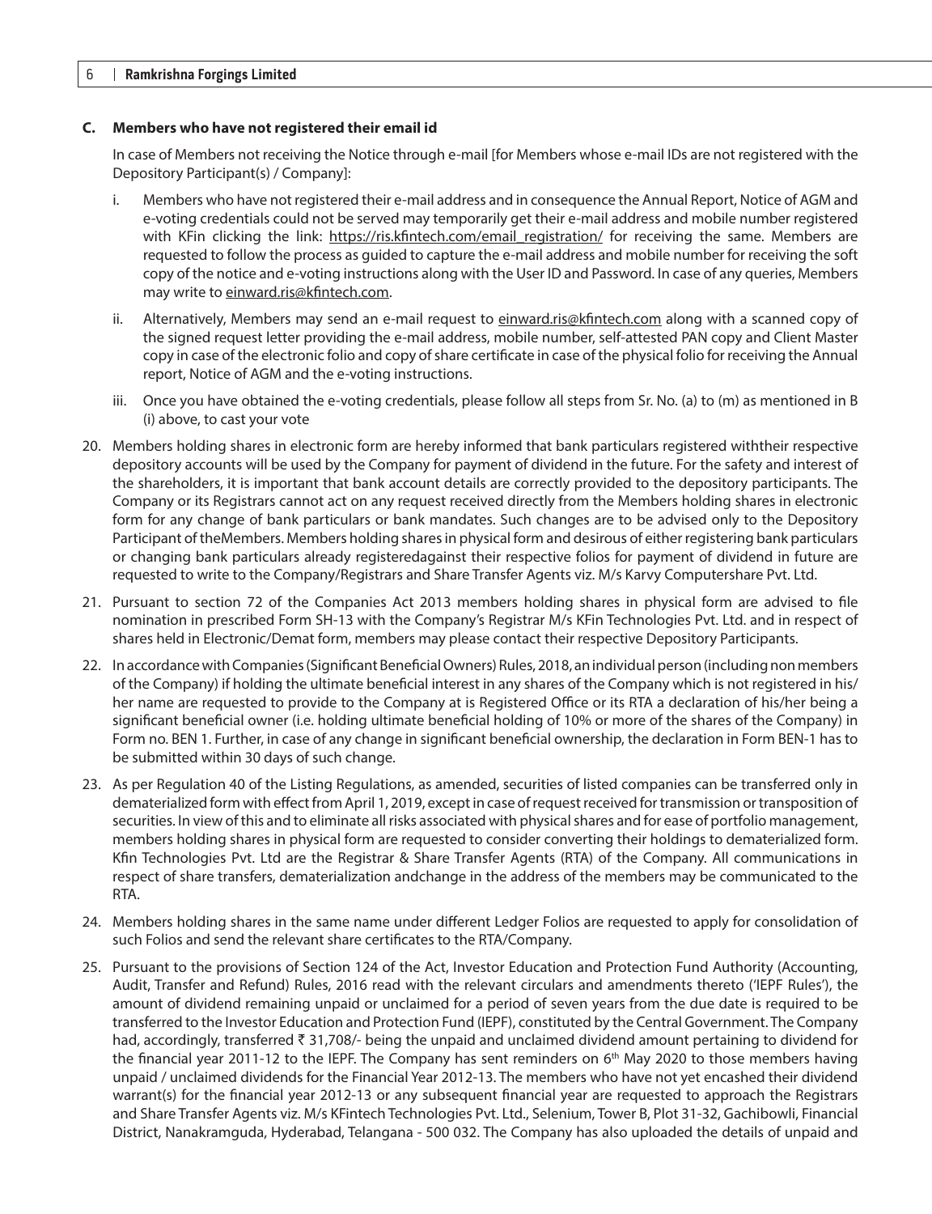**C. Members who have not registered their email id**

In case of Members not receiving the Notice through e-mail [for Members whose e-mail IDs are not registered with the Depository Participant(s) / Company]:

i. Members who have not registered their e-mail address and in consequence the Annual Report, Notice of AGM and e-voting credentials could not be served may temporarily get their e-mail address and mobile number registered with KFin clicking the link: https://ris.kfintech.com/email_registration/ for receiving the same. Members are requested to follow the process as guided to capture the e-mail address and mobile number for receiving the soft copy of the notice and e-voting instructions along with the User ID and Password. In case of any queries, Members may write to einward.ris@kfintech.com.

ii. Alternatively, Members may send an e-mail request to einward.ris@kfintech.com along with a scanned copy of the signed request letter providing the e-mail address, mobile number, self-attested PAN copy and Client Master copy in case of the electronic folio and copy of share certificate in case of the physical folio for receiving the Annual report, Notice of AGM and the e-voting instructions.

iii. Once you have obtained the e-voting credentials, please follow all steps from Sr. No. (a) to (m) as mentioned in B (i) above, to cast your vote

20. Members holding shares in electronic form are hereby informed that bank particulars registered withtheir respective depository accounts will be used by the Company for payment of dividend in the future. For the safety and interest of the shareholders, it is important that bank account details are correctly provided to the depository participants. The Company or its Registrars cannot act on any request received directly from the Members holding shares in electronic form for any change of bank particulars or bank mandates. Such changes are to be advised only to the Depository Participant of theMembers. Members holding shares in physical form and desirous of either registering bank particulars or changing bank particulars already registeredagainst their respective folios for payment of dividend in future are requested to write to the Company/Registrars and Share Transfer Agents viz. M/s Karvy Computershare Pvt. Ltd.

21. Pursuant to section 72 of the Companies Act 2013 members holding shares in physical form are advised to file nomination in prescribed Form SH-13 with the Company's Registrar M/s KFin Technologies Pvt. Ltd. and in respect of shares held in Electronic/Demat form, members may please contact their respective Depository Participants.

22. In accordance with Companies (Significant Beneficial Owners) Rules, 2018, an individual person (including non members of the Company) if holding the ultimate beneficial interest in any shares of the Company which is not registered in his/ her name are requested to provide to the Company at is Registered Office or its RTA a declaration of his/her being a significant beneficial owner (i.e. holding ultimate beneficial holding of 10% or more of the shares of the Company) in Form no. BEN 1. Further, in case of any change in significant beneficial ownership, the declaration in Form BEN-1 has to be submitted within 30 days of such change.

23. As per Regulation 40 of the Listing Regulations, as amended, securities of listed companies can be transferred only in dematerialized form with effect from April 1, 2019, except in case of request received for transmission or transposition of securities. In view of this and to eliminate all risks associated with physical shares and for ease of portfolio management, members holding shares in physical form are requested to consider converting their holdings to dematerialized form. Kfin Technologies Pvt. Ltd are the Registrar & Share Transfer Agents (RTA) of the Company. All communications in respect of share transfers, dematerialization andchange in the address of the members may be communicated to the RTA.

24. Members holding shares in the same name under different Ledger Folios are requested to apply for consolidation of such Folios and send the relevant share certificates to the RTA/Company.

25. Pursuant to the provisions of Section 124 of the Act, Investor Education and Protection Fund Authority (Accounting, Audit, Transfer and Refund) Rules, 2016 read with the relevant circulars and amendments thereto ('IEPF Rules'), the amount of dividend remaining unpaid or unclaimed for a period of seven years from the due date is required to be transferred to the Investor Education and Protection Fund (IEPF), constituted by the Central Government. The Company had, accordingly, transferred ₹ 31,708/- being the unpaid and unclaimed dividend amount pertaining to dividend for the financial year 2011-12 to the IEPF. The Company has sent reminders on 6th May 2020 to those members having unpaid / unclaimed dividends for the Financial Year 2012-13. The members who have not yet encashed their dividend warrant(s) for the financial year 2012-13 or any subsequent financial year are requested to approach the Registrars and Share Transfer Agents viz. M/s KFintech Technologies Pvt. Ltd., Selenium, Tower B, Plot 31-32, Gachibowli, Financial District, Nanakramguda, Hyderabad, Telangana - 500 032. The Company has also uploaded the details of unpaid and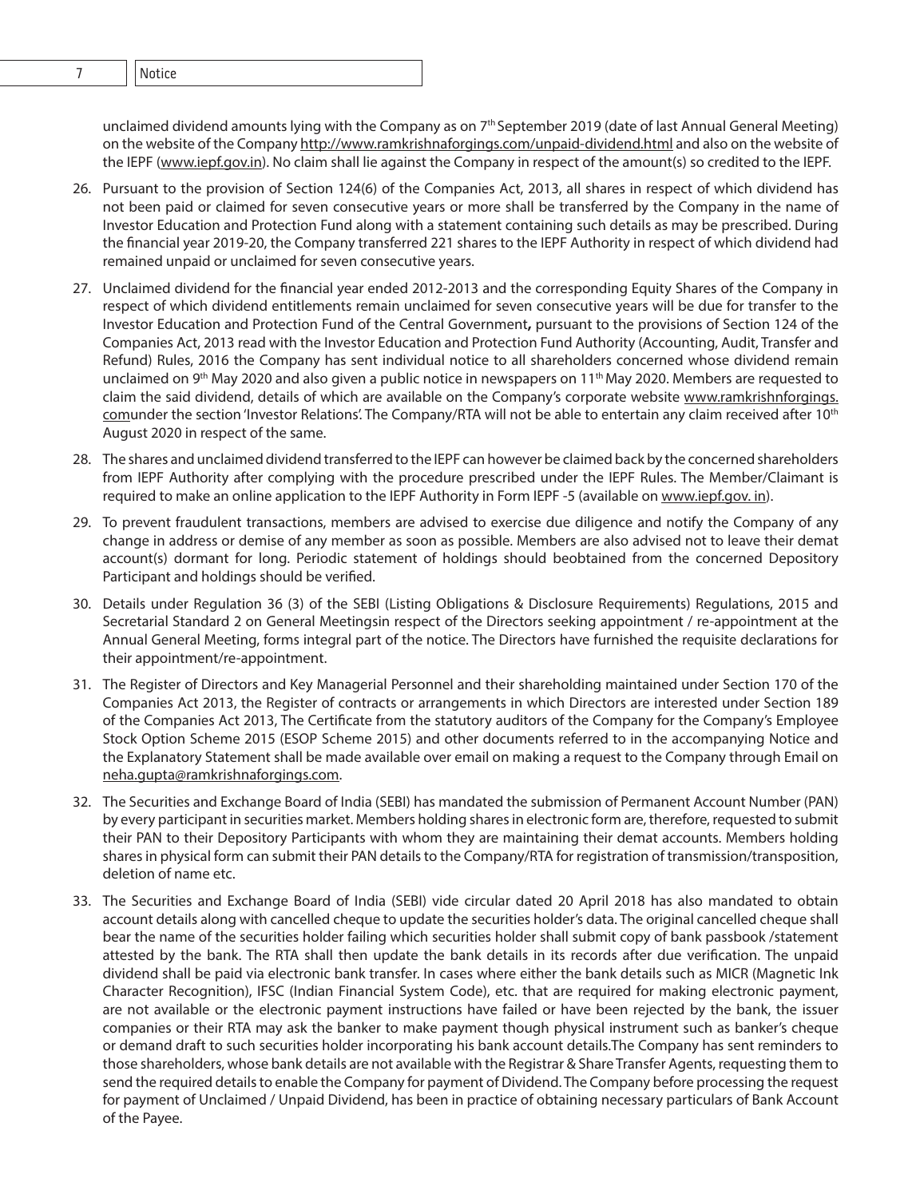unclaimed dividend amounts lying with the Company as on 7th September 2019 (date of last Annual General Meeting) on the website of the Company http://www.ramkrishnaforgings.com/unpaid-dividend.html and also on the website of the IEPF (www.iepf.gov.in). No claim shall lie against the Company in respect of the amount(s) so credited to the IEPF.

26. Pursuant to the provision of Section 124(6) of the Companies Act, 2013, all shares in respect of which dividend has not been paid or claimed for seven consecutive years or more shall be transferred by the Company in the name of Investor Education and Protection Fund along with a statement containing such details as may be prescribed. During the financial year 2019-20, the Company transferred 221 shares to the IEPF Authority in respect of which dividend had remained unpaid or unclaimed for seven consecutive years.

27. Unclaimed dividend for the financial year ended 2012-2013 and the corresponding Equity Shares of the Company in respect of which dividend entitlements remain unclaimed for seven consecutive years will be due for transfer to the Investor Education and Protection Fund of the Central Government**,** pursuant to the provisions of Section 124 of the Companies Act, 2013 read with the Investor Education and Protection Fund Authority (Accounting, Audit, Transfer and Refund) Rules, 2016 the Company has sent individual notice to all shareholders concerned whose dividend remain unclaimed on 9th May 2020 and also given a public notice in newspapers on 11th May 2020. Members are requested to claim the said dividend, details of which are available on the Company's corporate website www.ramkrishnforgings.comunder the section 'Investor Relations'. The Company/RTA will not be able to entertain any claim received after 10th August 2020 in respect of the same.

28. The shares and unclaimed dividend transferred to the IEPF can however be claimed back by the concerned shareholders from IEPF Authority after complying with the procedure prescribed under the IEPF Rules. The Member/Claimant is required to make an online application to the IEPF Authority in Form IEPF -5 (available on www.iepf.gov. in).

29. To prevent fraudulent transactions, members are advised to exercise due diligence and notify the Company of any change in address or demise of any member as soon as possible. Members are also advised not to leave their demat account(s) dormant for long. Periodic statement of holdings should beobtained from the concerned Depository Participant and holdings should be verified.

30. Details under Regulation 36 (3) of the SEBI (Listing Obligations & Disclosure Requirements) Regulations, 2015 and Secretarial Standard 2 on General Meetingsin respect of the Directors seeking appointment / re-appointment at the Annual General Meeting, forms integral part of the notice. The Directors have furnished the requisite declarations for their appointment/re-appointment.

31. The Register of Directors and Key Managerial Personnel and their shareholding maintained under Section 170 of the Companies Act 2013, the Register of contracts or arrangements in which Directors are interested under Section 189 of the Companies Act 2013, The Certificate from the statutory auditors of the Company for the Company's Employee Stock Option Scheme 2015 (ESOP Scheme 2015) and other documents referred to in the accompanying Notice and the Explanatory Statement shall be made available over email on making a request to the Company through Email on neha.gupta@ramkrishnaforgings.com.

32. The Securities and Exchange Board of India (SEBI) has mandated the submission of Permanent Account Number (PAN) by every participant in securities market. Members holding shares in electronic form are, therefore, requested to submit their PAN to their Depository Participants with whom they are maintaining their demat accounts. Members holding shares in physical form can submit their PAN details to the Company/RTA for registration of transmission/transposition, deletion of name etc.

33. The Securities and Exchange Board of India (SEBI) vide circular dated 20 April 2018 has also mandated to obtain account details along with cancelled cheque to update the securities holder's data. The original cancelled cheque shall bear the name of the securities holder failing which securities holder shall submit copy of bank passbook /statement attested by the bank. The RTA shall then update the bank details in its records after due verification. The unpaid dividend shall be paid via electronic bank transfer. In cases where either the bank details such as MICR (Magnetic Ink Character Recognition), IFSC (Indian Financial System Code), etc. that are required for making electronic payment, are not available or the electronic payment instructions have failed or have been rejected by the bank, the issuer companies or their RTA may ask the banker to make payment though physical instrument such as banker's cheque or demand draft to such securities holder incorporating his bank account details.The Company has sent reminders to those shareholders, whose bank details are not available with the Registrar & Share Transfer Agents, requesting them to send the required details to enable the Company for payment of Dividend. The Company before processing the request for payment of Unclaimed / Unpaid Dividend, has been in practice of obtaining necessary particulars of Bank Account of the Payee.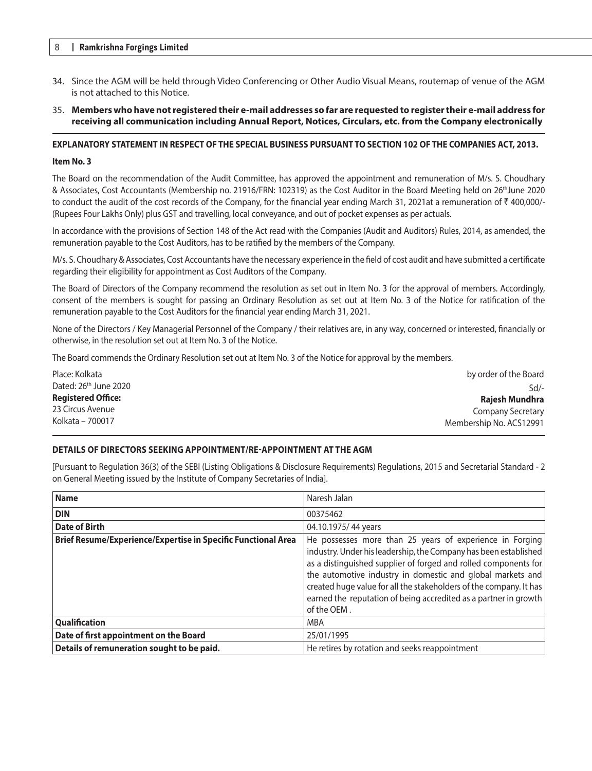34. Since the AGM will be held through Video Conferencing or Other Audio Visual Means, routemap of venue of the AGM is not attached to this Notice.

35. **Members who have not registered their e-mail addresses so far are requested to register their e-mail address for receiving all communication including Annual Report, Notices, Circulars, etc. from the Company electronically**

## EXPLANATORY STATEMENT IN RESPECT OF THE SPECIAL BUSINESS PURSUANT TO SECTION 102 OF THE COMPANIES ACT, 2013.

### Item No. 3

The Board on the recommendation of the Audit Committee, has approved the appointment and remuneration of M/s. S. Choudhary & Associates, Cost Accountants (Membership no. 21916/FRN: 102319) as the Cost Auditor in the Board Meeting held on 26th June 2020 to conduct the audit of the cost records of the Company, for the financial year ending March 31, 2021at a remuneration of ₹ 400,000/- (Rupees Four Lakhs Only) plus GST and travelling, local conveyance, and out of pocket expenses as per actuals.

In accordance with the provisions of Section 148 of the Act read with the Companies (Audit and Auditors) Rules, 2014, as amended, the remuneration payable to the Cost Auditors, has to be ratified by the members of the Company.

M/s. S. Choudhary & Associates, Cost Accountants have the necessary experience in the field of cost audit and have submitted a certificate regarding their eligibility for appointment as Cost Auditors of the Company.

The Board of Directors of the Company recommend the resolution as set out in Item No. 3 for the approval of members. Accordingly, consent of the members is sought for passing an Ordinary Resolution as set out at Item No. 3 of the Notice for ratification of the remuneration payable to the Cost Auditors for the financial year ending March 31, 2021.

None of the Directors / Key Managerial Personnel of the Company / their relatives are, in any way, concerned or interested, financially or otherwise, in the resolution set out at Item No. 3 of the Notice.

The Board commends the Ordinary Resolution set out at Item No. 3 of the Notice for approval by the members.

Place: Kolkata
Dated: 26th June 2020
**Registered Office:**
23 Circus Avenue
Kolkata – 700017

by order of the Board
Sd/-
**Rajesh Mundhra**
Company Secretary
Membership No. ACS12991

## DETAILS OF DIRECTORS SEEKING APPOINTMENT/RE-APPOINTMENT AT THE AGM

[Pursuant to Regulation 36(3) of the SEBI (Listing Obligations & Disclosure Requirements) Regulations, 2015 and Secretarial Standard - 2 on General Meeting issued by the Institute of Company Secretaries of India].

| **Name** | Naresh Jalan |
|---|---|
| **DIN** | 00375462 |
| **Date of Birth** | 04.10.1975/ 44 years |
| **Brief Resume/Experience/Expertise in Specific Functional Area** | He possesses more than 25 years of experience in Forging industry. Under his leadership, the Company has been established as a distinguished supplier of forged and rolled components for the automotive industry in domestic and global markets and created huge value for all the stakeholders of the company. It has earned the reputation of being accredited as a partner in growth of the OEM . |
| **Qualification** | MBA |
| **Date of first appointment on the Board** | 25/01/1995 |
| **Details of remuneration sought to be paid.** | He retires by rotation and seeks reappointment |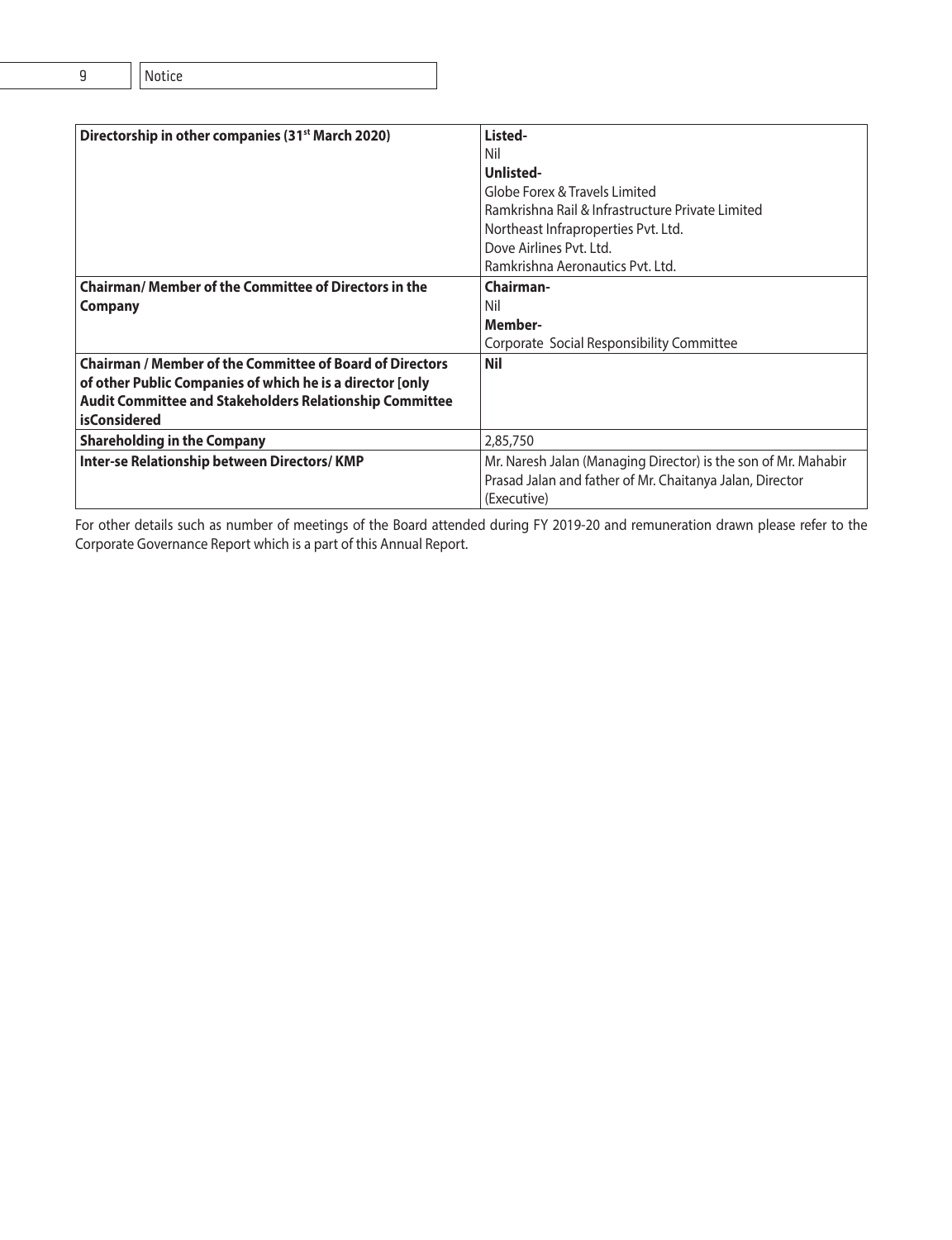| | |
|---|---|
| **Directorship in other companies (31st March 2020)** | **Listed-**<br>Nil<br>**Unlisted-**<br>Globe Forex & Travels Limited<br>Ramkrishna Rail & Infrastructure Private Limited<br>Northeast Infraproperties Pvt. Ltd.<br>Dove Airlines Pvt. Ltd.<br>Ramkrishna Aeronautics Pvt. Ltd. |
| **Chairman/ Member of the Committee of Directors in the Company** | **Chairman-**<br>Nil<br>**Member-**<br>Corporate Social Responsibility Committee |
| **Chairman / Member of the Committee of Board of Directors of other Public Companies of which he is a director [only Audit Committee and Stakeholders Relationship Committee isConsidered** | **Nil** |
| **Shareholding in the Company** | 2,85,750 |
| **Inter-se Relationship between Directors/ KMP** | Mr. Naresh Jalan (Managing Director) is the son of Mr. Mahabir Prasad Jalan and father of Mr. Chaitanya Jalan, Director (Executive) |

For other details such as number of meetings of the Board attended during FY 2019-20 and remuneration drawn please refer to the Corporate Governance Report which is a part of this Annual Report.